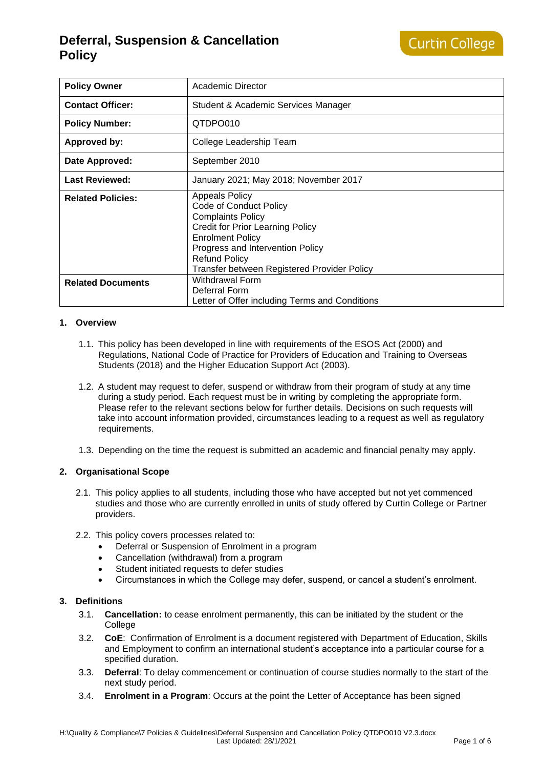# Deferral, Suspension & Cancellation Policy

Curtin College

| Policy Owner | Academic Director |
|---|---|
| **Contact Officer:** | Student & Academic Services Manager |
| **Policy Number:** | QTDPO010 |
| **Approved by:** | College Leadership Team |
| **Date Approved:** | September 2010 |
| **Last Reviewed:** | January 2021; May 2018; November 2017 |
| **Related Policies:** | Appeals Policy<br>Code of Conduct Policy<br>Complaints Policy<br>Credit for Prior Learning Policy<br>Enrolment Policy<br>Progress and Intervention Policy<br>Refund Policy<br>Transfer between Registered Provider Policy |
| **Related Documents** | Withdrawal Form<br>Deferral Form<br>Letter of Offer including Terms and Conditions |

## 1. Overview

1.1. This policy has been developed in line with requirements of the ESOS Act (2000) and Regulations, National Code of Practice for Providers of Education and Training to Overseas Students (2018) and the Higher Education Support Act (2003).

1.2. A student may request to defer, suspend or withdraw from their program of study at any time during a study period. Each request must be in writing by completing the appropriate form. Please refer to the relevant sections below for further details. Decisions on such requests will take into account information provided, circumstances leading to a request as well as regulatory requirements.

1.3. Depending on the time the request is submitted an academic and financial penalty may apply.

## 2. Organisational Scope

2.1. This policy applies to all students, including those who have accepted but not yet commenced studies and those who are currently enrolled in units of study offered by Curtin College or Partner providers.

2.2. This policy covers processes related to:

- Deferral or Suspension of Enrolment in a program
- Cancellation (withdrawal) from a program
- Student initiated requests to defer studies
- Circumstances in which the College may defer, suspend, or cancel a student's enrolment.

## 3. Definitions

3.1. **Cancellation:** to cease enrolment permanently, this can be initiated by the student or the College

3.2. **CoE**: Confirmation of Enrolment is a document registered with Department of Education, Skills and Employment to confirm an international student's acceptance into a particular course for a specified duration.

3.3. **Deferral**: To delay commencement or continuation of course studies normally to the start of the next study period.

3.4. **Enrolment in a Program**: Occurs at the point the Letter of Acceptance has been signed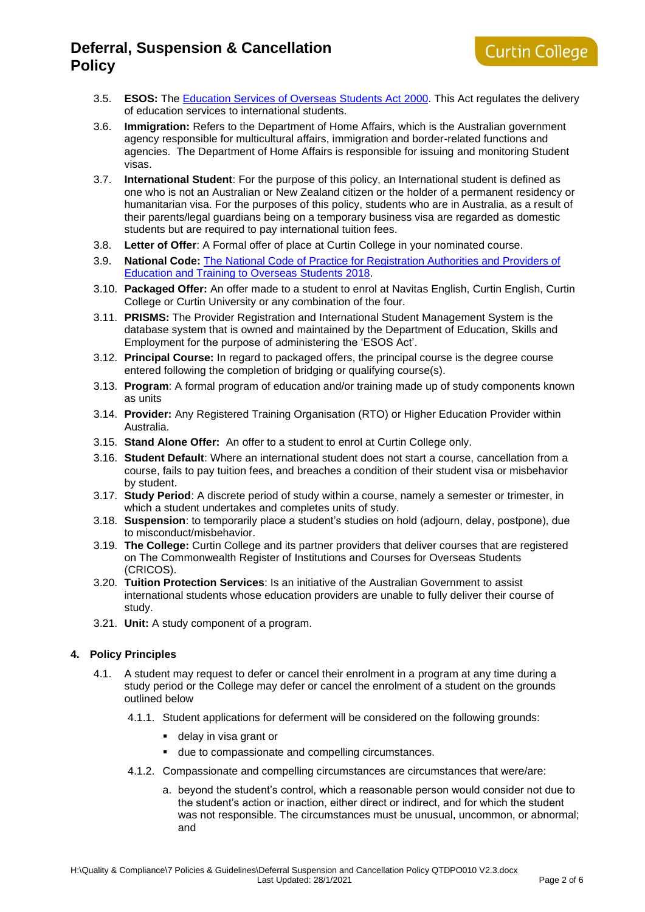3.5. **ESOS:** The [Education Services of Overseas Students Act 2000](). This Act regulates the delivery of education services to international students.

3.6. **Immigration:** Refers to the Department of Home Affairs, which is the Australian government agency responsible for multicultural affairs, immigration and border-related functions and agencies. The Department of Home Affairs is responsible for issuing and monitoring Student visas.

3.7. **International Student**: For the purpose of this policy, an International student is defined as one who is not an Australian or New Zealand citizen or the holder of a permanent residency or humanitarian visa. For the purposes of this policy, students who are in Australia, as a result of their parents/legal guardians being on a temporary business visa are regarded as domestic students but are required to pay international tuition fees.

3.8. **Letter of Offer**: A Formal offer of place at Curtin College in your nominated course.

3.9. **National Code:** [The National Code of Practice for Registration Authorities and Providers of Education and Training to Overseas Students 2018]().

3.10. **Packaged Offer:** An offer made to a student to enrol at Navitas English, Curtin English, Curtin College or Curtin University or any combination of the four.

3.11. **PRISMS:** The Provider Registration and International Student Management System is the database system that is owned and maintained by the Department of Education, Skills and Employment for the purpose of administering the 'ESOS Act'.

3.12. **Principal Course:** In regard to packaged offers, the principal course is the degree course entered following the completion of bridging or qualifying course(s).

3.13. **Program**: A formal program of education and/or training made up of study components known as units

3.14. **Provider:** Any Registered Training Organisation (RTO) or Higher Education Provider within Australia.

3.15. **Stand Alone Offer:** An offer to a student to enrol at Curtin College only.

3.16. **Student Default**: Where an international student does not start a course, cancellation from a course, fails to pay tuition fees, and breaches a condition of their student visa or misbehavior by student.

3.17. **Study Period**: A discrete period of study within a course, namely a semester or trimester, in which a student undertakes and completes units of study.

3.18. **Suspension**: to temporarily place a student's studies on hold (adjourn, delay, postpone), due to misconduct/misbehavior.

3.19. **The College:** Curtin College and its partner providers that deliver courses that are registered on The Commonwealth Register of Institutions and Courses for Overseas Students (CRICOS).

3.20. **Tuition Protection Services**: Is an initiative of the Australian Government to assist international students whose education providers are unable to fully deliver their course of study.

3.21. **Unit:** A study component of a program.

## 4. Policy Principles

4.1. A student may request to defer or cancel their enrolment in a program at any time during a study period or the College may defer or cancel the enrolment of a student on the grounds outlined below

4.1.1. Student applications for deferment will be considered on the following grounds:

- delay in visa grant or
- due to compassionate and compelling circumstances.

4.1.2. Compassionate and compelling circumstances are circumstances that were/are:

a. beyond the student's control, which a reasonable person would consider not due to the student's action or inaction, either direct or indirect, and for which the student was not responsible. The circumstances must be unusual, uncommon, or abnormal; and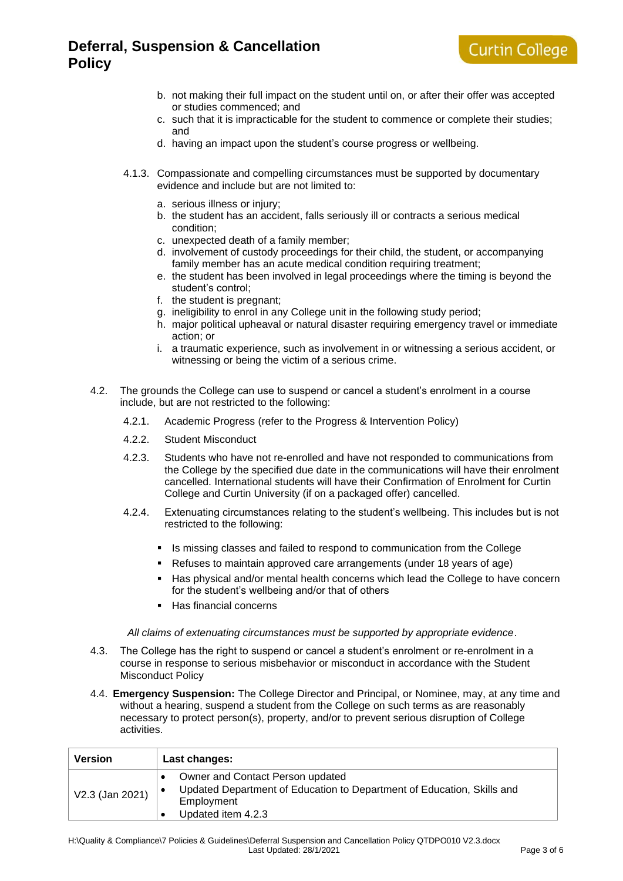b. not making their full impact on the student until on, or after their offer was accepted or studies commenced; and
c. such that it is impracticable for the student to commence or complete their studies; and
d. having an impact upon the student's course progress or wellbeing.

4.1.3. Compassionate and compelling circumstances must be supported by documentary evidence and include but are not limited to:

a. serious illness or injury;
b. the student has an accident, falls seriously ill or contracts a serious medical condition;
c. unexpected death of a family member;
d. involvement of custody proceedings for their child, the student, or accompanying family member has an acute medical condition requiring treatment;
e. the student has been involved in legal proceedings where the timing is beyond the student's control;
f. the student is pregnant;
g. ineligibility to enrol in any College unit in the following study period;
h. major political upheaval or natural disaster requiring emergency travel or immediate action; or
i. a traumatic experience, such as involvement in or witnessing a serious accident, or witnessing or being the victim of a serious crime.

4.2. The grounds the College can use to suspend or cancel a student's enrolment in a course include, but are not restricted to the following:

4.2.1. Academic Progress (refer to the Progress & Intervention Policy)

4.2.2. Student Misconduct

4.2.3. Students who have not re-enrolled and have not responded to communications from the College by the specified due date in the communications will have their enrolment cancelled. International students will have their Confirmation of Enrolment for Curtin College and Curtin University (if on a packaged offer) cancelled.

4.2.4. Extenuating circumstances relating to the student's wellbeing. This includes but is not restricted to the following:

- Is missing classes and failed to respond to communication from the College
- Refuses to maintain approved care arrangements (under 18 years of age)
- Has physical and/or mental health concerns which lead the College to have concern for the student's wellbeing and/or that of others
- Has financial concerns

*All claims of extenuating circumstances must be supported by appropriate evidence*.

4.3. The College has the right to suspend or cancel a student's enrolment or re-enrolment in a course in response to serious misbehavior or misconduct in accordance with the Student Misconduct Policy

4.4. **Emergency Suspension:** The College Director and Principal, or Nominee, may, at any time and without a hearing, suspend a student from the College on such terms as are reasonably necessary to protect person(s), property, and/or to prevent serious disruption of College activities.

| Version | Last changes: |
|---|---|
| V2.3 (Jan 2021) | • Owner and Contact Person updated<br>• Updated Department of Education to Department of Education, Skills and Employment<br>• Updated item 4.2.3 |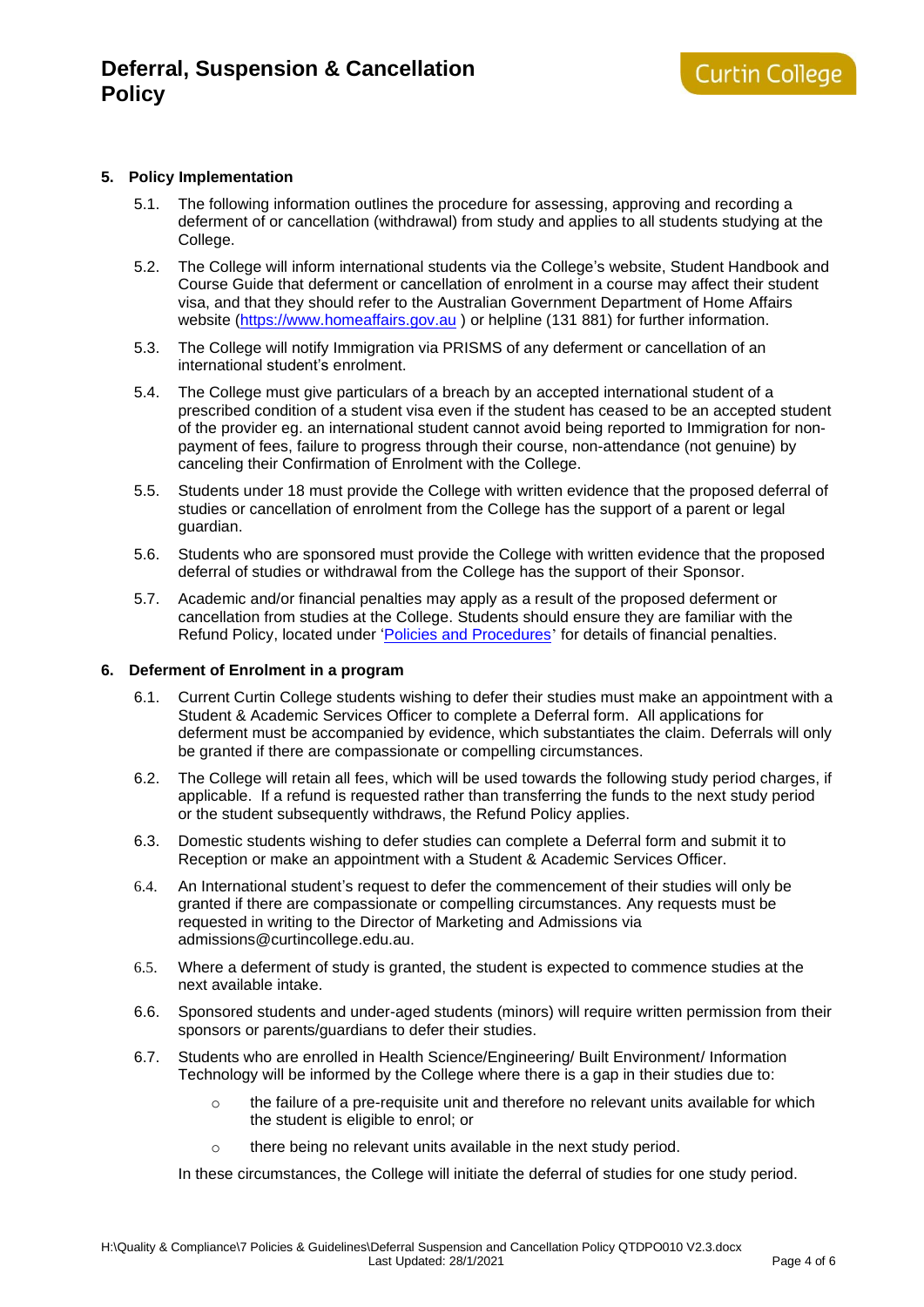## 5. Policy Implementation

5.1. The following information outlines the procedure for assessing, approving and recording a deferment of or cancellation (withdrawal) from study and applies to all students studying at the College.

5.2. The College will inform international students via the College's website, Student Handbook and Course Guide that deferment or cancellation of enrolment in a course may affect their student visa, and that they should refer to the Australian Government Department of Home Affairs website (https://www.homeaffairs.gov.au ) or helpline (131 881) for further information.

5.3. The College will notify Immigration via PRISMS of any deferment or cancellation of an international student's enrolment.

5.4. The College must give particulars of a breach by an accepted international student of a prescribed condition of a student visa even if the student has ceased to be an accepted student of the provider eg. an international student cannot avoid being reported to Immigration for non-payment of fees, failure to progress through their course, non-attendance (not genuine) by canceling their Confirmation of Enrolment with the College.

5.5. Students under 18 must provide the College with written evidence that the proposed deferral of studies or cancellation of enrolment from the College has the support of a parent or legal guardian.

5.6. Students who are sponsored must provide the College with written evidence that the proposed deferral of studies or withdrawal from the College has the support of their Sponsor.

5.7. Academic and/or financial penalties may apply as a result of the proposed deferment or cancellation from studies at the College. Students should ensure they are familiar with the Refund Policy, located under 'Policies and Procedures' for details of financial penalties.

## 6. Deferment of Enrolment in a program

6.1. Current Curtin College students wishing to defer their studies must make an appointment with a Student & Academic Services Officer to complete a Deferral form. All applications for deferment must be accompanied by evidence, which substantiates the claim. Deferrals will only be granted if there are compassionate or compelling circumstances.

6.2. The College will retain all fees, which will be used towards the following study period charges, if applicable. If a refund is requested rather than transferring the funds to the next study period or the student subsequently withdraws, the Refund Policy applies.

6.3. Domestic students wishing to defer studies can complete a Deferral form and submit it to Reception or make an appointment with a Student & Academic Services Officer.

6.4. An International student's request to defer the commencement of their studies will only be granted if there are compassionate or compelling circumstances. Any requests must be requested in writing to the Director of Marketing and Admissions via admissions@curtincollege.edu.au.

6.5. Where a deferment of study is granted, the student is expected to commence studies at the next available intake.

6.6. Sponsored students and under-aged students (minors) will require written permission from their sponsors or parents/guardians to defer their studies.

6.7. Students who are enrolled in Health Science/Engineering/ Built Environment/ Information Technology will be informed by the College where there is a gap in their studies due to:

- the failure of a pre-requisite unit and therefore no relevant units available for which the student is eligible to enrol; or
- there being no relevant units available in the next study period.

In these circumstances, the College will initiate the deferral of studies for one study period.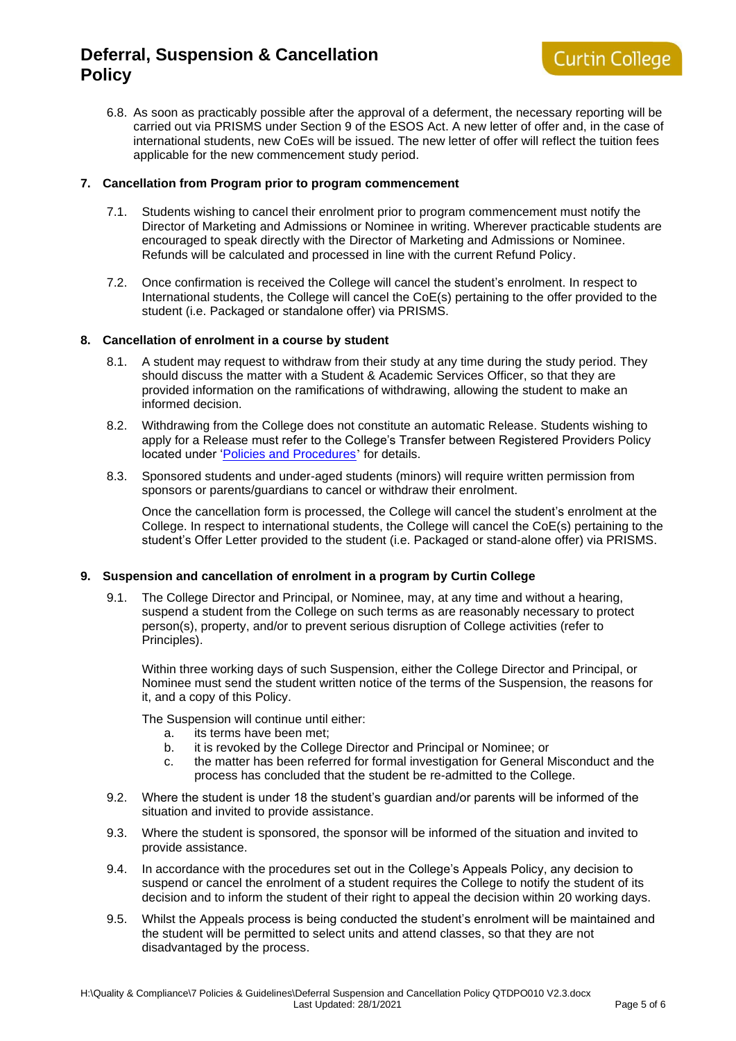6.8. As soon as practicably possible after the approval of a deferment, the necessary reporting will be carried out via PRISMS under Section 9 of the ESOS Act. A new letter of offer and, in the case of international students, new CoEs will be issued. The new letter of offer will reflect the tuition fees applicable for the new commencement study period.

## 7. Cancellation from Program prior to program commencement

7.1. Students wishing to cancel their enrolment prior to program commencement must notify the Director of Marketing and Admissions or Nominee in writing. Wherever practicable students are encouraged to speak directly with the Director of Marketing and Admissions or Nominee. Refunds will be calculated and processed in line with the current Refund Policy.

7.2. Once confirmation is received the College will cancel the student's enrolment. In respect to International students, the College will cancel the CoE(s) pertaining to the offer provided to the student (i.e. Packaged or standalone offer) via PRISMS.

## 8. Cancellation of enrolment in a course by student

8.1. A student may request to withdraw from their study at any time during the study period. They should discuss the matter with a Student & Academic Services Officer, so that they are provided information on the ramifications of withdrawing, allowing the student to make an informed decision.

8.2. Withdrawing from the College does not constitute an automatic Release. Students wishing to apply for a Release must refer to the College's Transfer between Registered Providers Policy located under 'Policies and Procedures' for details.

8.3. Sponsored students and under-aged students (minors) will require written permission from sponsors or parents/guardians to cancel or withdraw their enrolment.

Once the cancellation form is processed, the College will cancel the student's enrolment at the College. In respect to international students, the College will cancel the CoE(s) pertaining to the student's Offer Letter provided to the student (i.e. Packaged or stand-alone offer) via PRISMS.

## 9. Suspension and cancellation of enrolment in a program by Curtin College

9.1. The College Director and Principal, or Nominee, may, at any time and without a hearing, suspend a student from the College on such terms as are reasonably necessary to protect person(s), property, and/or to prevent serious disruption of College activities (refer to Principles).

Within three working days of such Suspension, either the College Director and Principal, or Nominee must send the student written notice of the terms of the Suspension, the reasons for it, and a copy of this Policy.

The Suspension will continue until either:

a. its terms have been met;
b. it is revoked by the College Director and Principal or Nominee; or
c. the matter has been referred for formal investigation for General Misconduct and the process has concluded that the student be re-admitted to the College.

9.2. Where the student is under 18 the student's guardian and/or parents will be informed of the situation and invited to provide assistance.

9.3. Where the student is sponsored, the sponsor will be informed of the situation and invited to provide assistance.

9.4. In accordance with the procedures set out in the College's Appeals Policy, any decision to suspend or cancel the enrolment of a student requires the College to notify the student of its decision and to inform the student of their right to appeal the decision within 20 working days.

9.5. Whilst the Appeals process is being conducted the student's enrolment will be maintained and the student will be permitted to select units and attend classes, so that they are not disadvantaged by the process.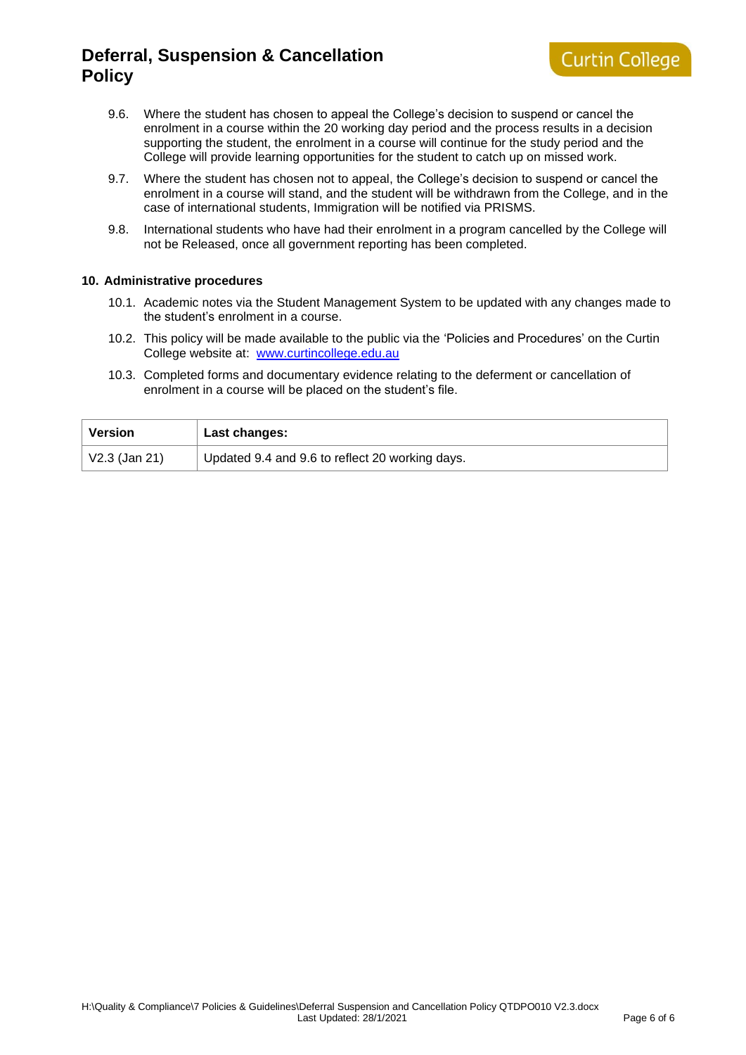9.6. Where the student has chosen to appeal the College's decision to suspend or cancel the enrolment in a course within the 20 working day period and the process results in a decision supporting the student, the enrolment in a course will continue for the study period and the College will provide learning opportunities for the student to catch up on missed work.

9.7. Where the student has chosen not to appeal, the College's decision to suspend or cancel the enrolment in a course will stand, and the student will be withdrawn from the College, and in the case of international students, Immigration will be notified via PRISMS.

9.8. International students who have had their enrolment in a program cancelled by the College will not be Released, once all government reporting has been completed.

## 10. Administrative procedures

10.1. Academic notes via the Student Management System to be updated with any changes made to the student's enrolment in a course.

10.2. This policy will be made available to the public via the 'Policies and Procedures' on the Curtin College website at: www.curtincollege.edu.au

10.3. Completed forms and documentary evidence relating to the deferment or cancellation of enrolment in a course will be placed on the student's file.

| Version | Last changes: |
|---|---|
| V2.3 (Jan 21) | Updated 9.4 and 9.6 to reflect 20 working days. |